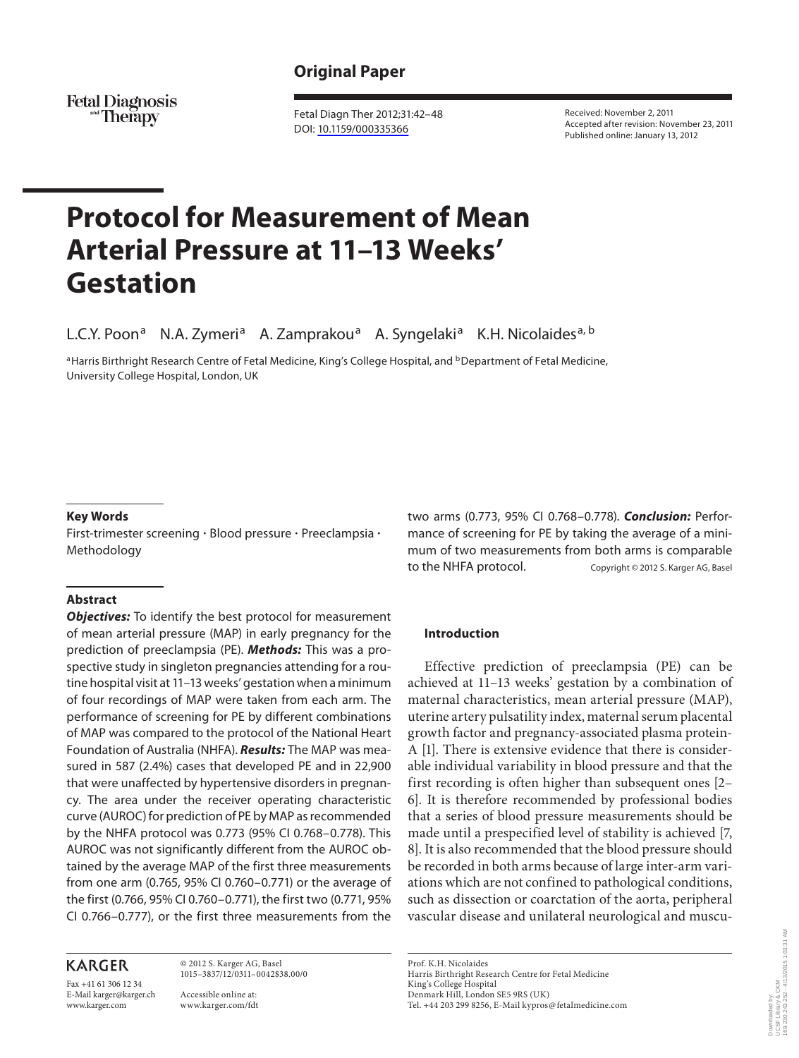## Original Paper

# Protocol for Measurement of Mean Arterial Pressure at 11–13 Weeks' Gestation

L.C.Y. Poon[a] N.A. Zymeri[a] A. Zamprakou[a] A. Syngelaki[a] K.H. Nicolaides[a, b]

[a]Harris Birthright Research Centre of Fetal Medicine, King's College Hospital, and [b]Department of Fetal Medicine, University College Hospital, London, UK

Received: November 2, 2011
Accepted after revision: November 23, 2011
Published online: January 13, 2012

### Key Words

First-trimester screening · Blood pressure · Preeclampsia · Methodology

### Abstract

***Objectives:*** To identify the best protocol for measurement of mean arterial pressure (MAP) in early pregnancy for the prediction of preeclampsia (PE). ***Methods:*** This was a prospective study in singleton pregnancies attending for a routine hospital visit at 11–13 weeks' gestation when a minimum of four recordings of MAP were taken from each arm. The performance of screening for PE by different combinations of MAP was compared to the protocol of the National Heart Foundation of Australia (NHFA). ***Results:*** The MAP was measured in 587 (2.4%) cases that developed PE and in 22,900 that were unaffected by hypertensive disorders in pregnancy. The area under the receiver operating characteristic curve (AUROC) for prediction of PE by MAP as recommended by the NHFA protocol was 0.773 (95% CI 0.768–0.778). This AUROC was not significantly different from the AUROC obtained by the average MAP of the first three measurements from one arm (0.765, 95% CI 0.760–0.771) or the average of the first (0.766, 95% CI 0.760–0.771), the first two (0.771, 95% CI 0.766–0.777), or the first three measurements from the two arms (0.773, 95% CI 0.768–0.778). ***Conclusion:*** Performance of screening for PE by taking the average of a minimum of two measurements from both arms is comparable to the NHFA protocol.

Copyright © 2012 S. Karger AG, Basel

### Introduction

Effective prediction of preeclampsia (PE) can be achieved at 11–13 weeks' gestation by a combination of maternal characteristics, mean arterial pressure (MAP), uterine artery pulsatility index, maternal serum placental growth factor and pregnancy-associated plasma protein-A [1]. There is extensive evidence that there is considerable individual variability in blood pressure and that the first recording is often higher than subsequent ones [2–6]. It is therefore recommended by professional bodies that a series of blood pressure measurements should be made until a prespecified level of stability is achieved [7, 8]. It is also recommended that the blood pressure should be recorded in both arms because of large inter-arm variations which are not confined to pathological conditions, such as dissection or coarctation of the aorta, peripheral vascular disease and unilateral neurological and muscu-

© 2012 S. Karger AG, Basel
1015–3837/12/0311–0042$38.00/0

Accessible online at:
www.karger.com/fdt

Prof. K.H. Nicolaides
Harris Birthright Research Centre for Fetal Medicine
King's College Hospital
Denmark Hill, London SE5 9RS (UK)
Tel. +44 203 299 8256, E-Mail kypros@fetalmedicine.com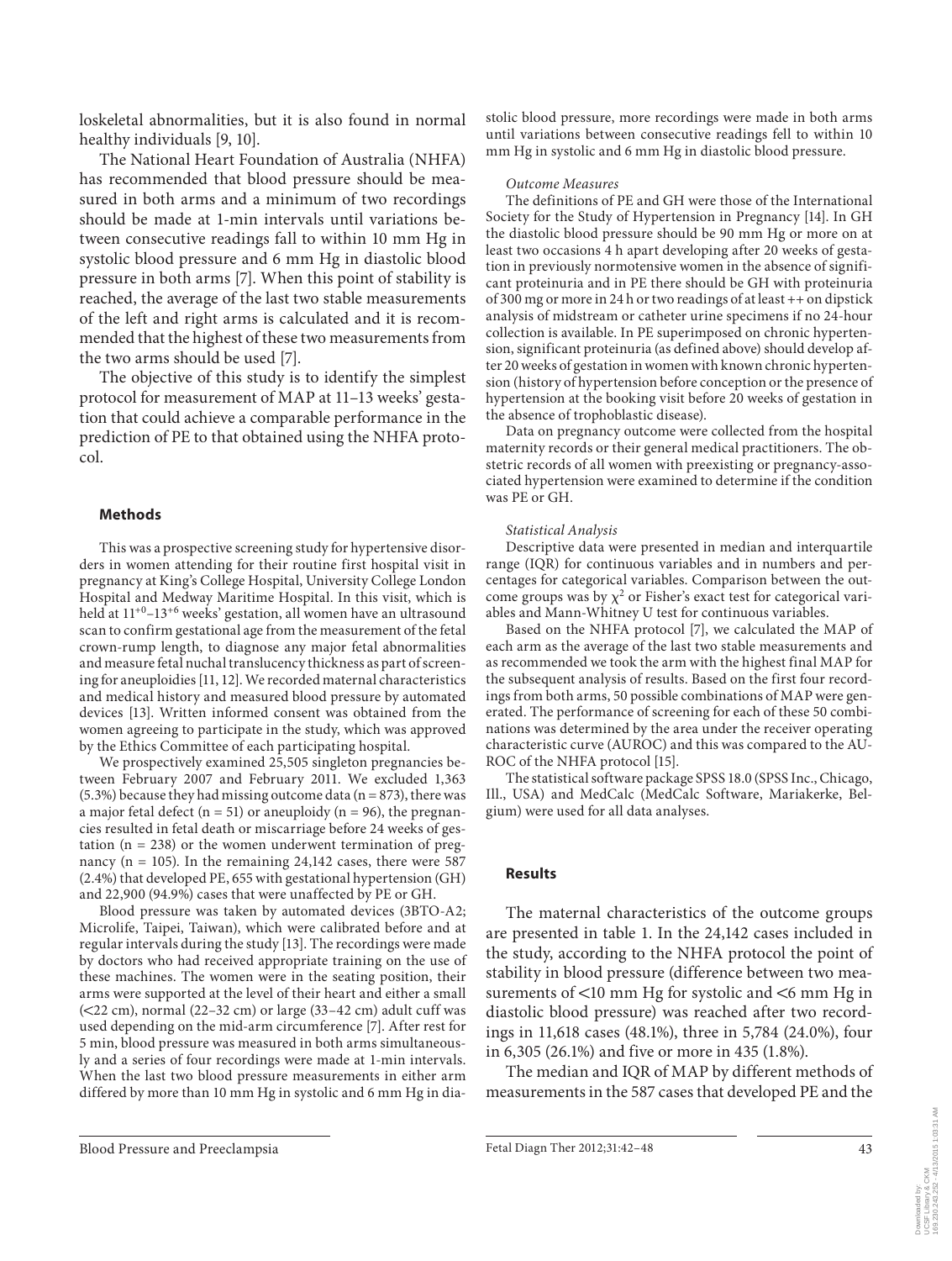loskeletal abnormalities, but it is also found in normal healthy individuals [9, 10].

The National Heart Foundation of Australia (NHFA) has recommended that blood pressure should be measured in both arms and a minimum of two recordings should be made at 1-min intervals until variations between consecutive readings fall to within 10 mm Hg in systolic blood pressure and 6 mm Hg in diastolic blood pressure in both arms [7]. When this point of stability is reached, the average of the last two stable measurements of the left and right arms is calculated and it is recommended that the highest of these two measurements from the two arms should be used [7].

The objective of this study is to identify the simplest protocol for measurement of MAP at 11–13 weeks' gestation that could achieve a comparable performance in the prediction of PE to that obtained using the NHFA protocol.

## Methods

This was a prospective screening study for hypertensive disorders in women attending for their routine first hospital visit in pregnancy at King's College Hospital, University College London Hospital and Medway Maritime Hospital. In this visit, which is held at $11^{+0}$–$13^{+6}$ weeks' gestation, all women have an ultrasound scan to confirm gestational age from the measurement of the fetal crown-rump length, to diagnose any major fetal abnormalities and measure fetal nuchal translucency thickness as part of screening for aneuploidies [11, 12]. We recorded maternal characteristics and medical history and measured blood pressure by automated devices [13]. Written informed consent was obtained from the women agreeing to participate in the study, which was approved by the Ethics Committee of each participating hospital.

We prospectively examined 25,505 singleton pregnancies between February 2007 and February 2011. We excluded 1,363 (5.3%) because they had missing outcome data (n = 873), there was a major fetal defect (n = 51) or aneuploidy (n = 96), the pregnancies resulted in fetal death or miscarriage before 24 weeks of gestation (n = 238) or the women underwent termination of pregnancy (n = 105). In the remaining 24,142 cases, there were 587 (2.4%) that developed PE, 655 with gestational hypertension (GH) and 22,900 (94.9%) cases that were unaffected by PE or GH.

Blood pressure was taken by automated devices (3BTO-A2; Microlife, Taipei, Taiwan), which were calibrated before and at regular intervals during the study [13]. The recordings were made by doctors who had received appropriate training on the use of these machines. The women were in the seating position, their arms were supported at the level of their heart and either a small (<22 cm), normal (22–32 cm) or large (33–42 cm) adult cuff was used depending on the mid-arm circumference [7]. After rest for 5 min, blood pressure was measured in both arms simultaneously and a series of four recordings were made at 1-min intervals. When the last two blood pressure measurements in either arm differed by more than 10 mm Hg in systolic and 6 mm Hg in diastolic blood pressure, more recordings were made in both arms until variations between consecutive readings fell to within 10 mm Hg in systolic and 6 mm Hg in diastolic blood pressure.

### *Outcome Measures*

The definitions of PE and GH were those of the International Society for the Study of Hypertension in Pregnancy [14]. In GH the diastolic blood pressure should be 90 mm Hg or more on at least two occasions 4 h apart developing after 20 weeks of gestation in previously normotensive women in the absence of significant proteinuria and in PE there should be GH with proteinuria of 300 mg or more in 24 h or two readings of at least ++ on dipstick analysis of midstream or catheter urine specimens if no 24-hour collection is available. In PE superimposed on chronic hypertension, significant proteinuria (as defined above) should develop after 20 weeks of gestation in women with known chronic hypertension (history of hypertension before conception or the presence of hypertension at the booking visit before 20 weeks of gestation in the absence of trophoblastic disease).

Data on pregnancy outcome were collected from the hospital maternity records or their general medical practitioners. The obstetric records of all women with preexisting or pregnancy-associated hypertension were examined to determine if the condition was PE or GH.

### *Statistical Analysis*

Descriptive data were presented in median and interquartile range (IQR) for continuous variables and in numbers and percentages for categorical variables. Comparison between the outcome groups was by $\chi^2$ or Fisher's exact test for categorical variables and Mann-Whitney U test for continuous variables.

Based on the NHFA protocol [7], we calculated the MAP of each arm as the average of the last two stable measurements and as recommended we took the arm with the highest final MAP for the subsequent analysis of results. Based on the first four recordings from both arms, 50 possible combinations of MAP were generated. The performance of screening for each of these 50 combinations was determined by the area under the receiver operating characteristic curve (AUROC) and this was compared to the AUROC of the NHFA protocol [15].

The statistical software package SPSS 18.0 (SPSS Inc., Chicago, Ill., USA) and MedCalc (MedCalc Software, Mariakerke, Belgium) were used for all data analyses.

## Results

The maternal characteristics of the outcome groups are presented in table 1. In the 24,142 cases included in the study, according to the NHFA protocol the point of stability in blood pressure (difference between two measurements of <10 mm Hg for systolic and <6 mm Hg in diastolic blood pressure) was reached after two recordings in 11,618 cases (48.1%), three in 5,784 (24.0%), four in 6,305 (26.1%) and five or more in 435 (1.8%).

The median and IQR of MAP by different methods of measurements in the 587 cases that developed PE and the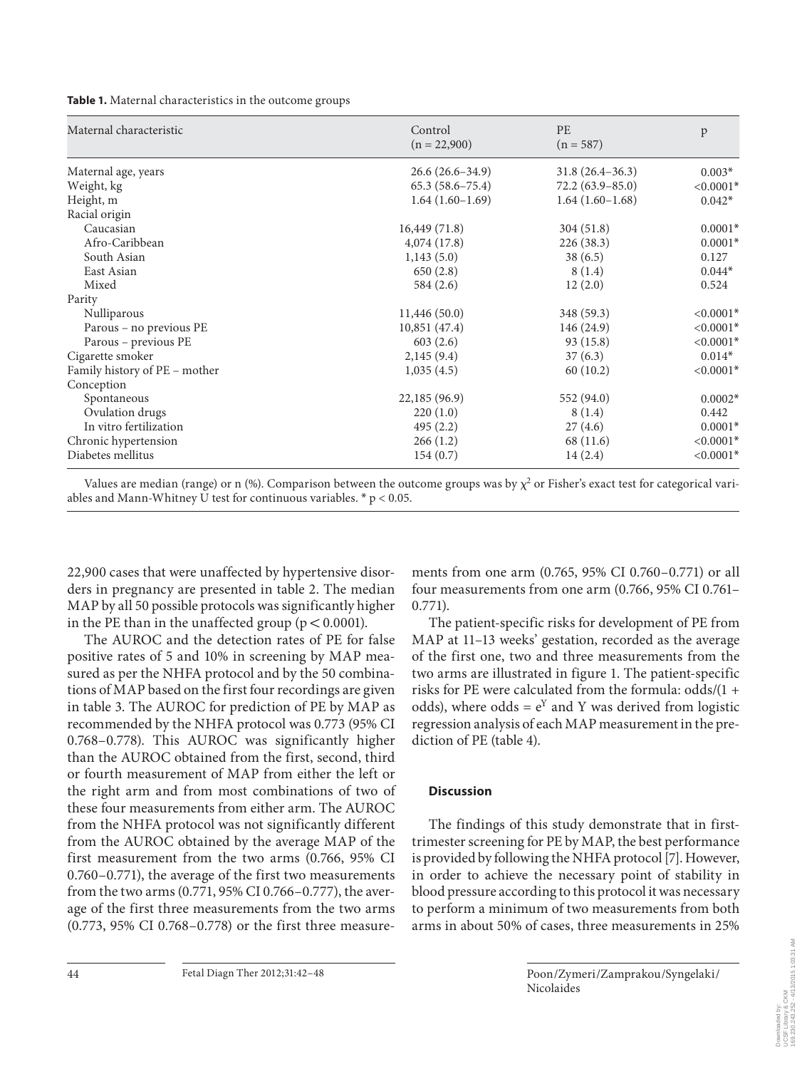**Table 1.** Maternal characteristics in the outcome groups

| Maternal characteristic | Control (n = 22,900) | PE (n = 587) | p |
|---|---|---|---|
| Maternal age, years | 26.6 (26.6–34.9) | 31.8 (26.4–36.3) | 0.003* |
| Weight, kg | 65.3 (58.6–75.4) | 72.2 (63.9–85.0) | <0.0001* |
| Height, m | 1.64 (1.60–1.69) | 1.64 (1.60–1.68) | 0.042* |
| Racial origin | | | |
| Caucasian | 16,449 (71.8) | 304 (51.8) | 0.0001* |
| Afro-Caribbean | 4,074 (17.8) | 226 (38.3) | 0.0001* |
| South Asian | 1,143 (5.0) | 38 (6.5) | 0.127 |
| East Asian | 650 (2.8) | 8 (1.4) | 0.044* |
| Mixed | 584 (2.6) | 12 (2.0) | 0.524 |
| Parity | | | |
| Nulliparous | 11,446 (50.0) | 348 (59.3) | <0.0001* |
| Parous – no previous PE | 10,851 (47.4) | 146 (24.9) | <0.0001* |
| Parous – previous PE | 603 (2.6) | 93 (15.8) | <0.0001* |
| Cigarette smoker | 2,145 (9.4) | 37 (6.3) | 0.014* |
| Family history of PE – mother | 1,035 (4.5) | 60 (10.2) | <0.0001* |
| Conception | | | |
| Spontaneous | 22,185 (96.9) | 552 (94.0) | 0.0002* |
| Ovulation drugs | 220 (1.0) | 8 (1.4) | 0.442 |
| In vitro fertilization | 495 (2.2) | 27 (4.6) | 0.0001* |
| Chronic hypertension | 266 (1.2) | 68 (11.6) | <0.0001* |
| Diabetes mellitus | 154 (0.7) | 14 (2.4) | <0.0001* |

Values are median (range) or n (%). Comparison between the outcome groups was by $\chi^2$ or Fisher's exact test for categorical variables and Mann-Whitney U test for continuous variables. * $p < 0.05$.

22,900 cases that were unaffected by hypertensive disorders in pregnancy are presented in table 2. The median MAP by all 50 possible protocols was significantly higher in the PE than in the unaffected group ($p < 0.0001$).

The AUROC and the detection rates of PE for false positive rates of 5 and 10% in screening by MAP measured as per the NHFA protocol and by the 50 combinations of MAP based on the first four recordings are given in table 3. The AUROC for prediction of PE by MAP as recommended by the NHFA protocol was 0.773 (95% CI 0.768–0.778). This AUROC was significantly higher than the AUROC obtained from the first, second, third or fourth measurement of MAP from either the left or the right arm and from most combinations of two of these four measurements from either arm. The AUROC from the NHFA protocol was not significantly different from the AUROC obtained by the average MAP of the first measurement from the two arms (0.766, 95% CI 0.760–0.771), the average of the first two measurements from the two arms (0.771, 95% CI 0.766–0.777), the average of the first three measurements from the two arms (0.773, 95% CI 0.768–0.778) or the first three measurements from one arm (0.765, 95% CI 0.760–0.771) or all four measurements from one arm (0.766, 95% CI 0.761–0.771).

The patient-specific risks for development of PE from MAP at 11–13 weeks' gestation, recorded as the average of the first one, two and three measurements from the two arms are illustrated in figure 1. The patient-specific risks for PE were calculated from the formula: odds/(1 + odds), where odds = $e^Y$ and Y was derived from logistic regression analysis of each MAP measurement in the prediction of PE (table 4).

## Discussion

The findings of this study demonstrate that in first-trimester screening for PE by MAP, the best performance is provided by following the NHFA protocol [7]. However, in order to achieve the necessary point of stability in blood pressure according to this protocol it was necessary to perform a minimum of two measurements from both arms in about 50% of cases, three measurements in 25%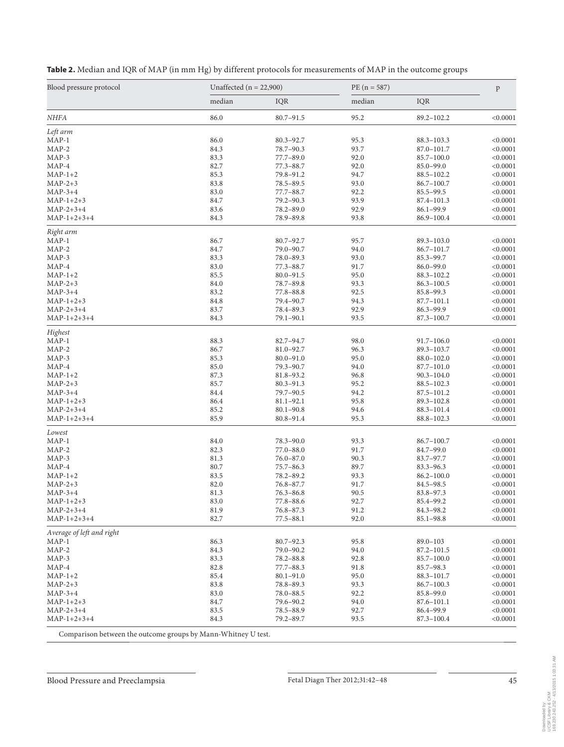**Table 2.** Median and IQR of MAP (in mm Hg) by different protocols for measurements of MAP in the outcome groups

| Blood pressure protocol | Unaffected (n = 22,900) | | PE (n = 587) | | p |
|---|---|---|---|---|---|
| | median | IQR | median | IQR | |
| *NHFA* | 86.0 | 80.7–91.5 | 95.2 | 89.2–102.2 | <0.0001 |
| *Left arm* | | | | | |
| MAP-1 | 86.0 | 80.3–92.7 | 95.3 | 88.3–103.3 | <0.0001 |
| MAP-2 | 84.3 | 78.7–90.3 | 93.7 | 87.0–101.7 | <0.0001 |
| MAP-3 | 83.3 | 77.7–89.0 | 92.0 | 85.7–100.0 | <0.0001 |
| MAP-4 | 82.7 | 77.3–88.7 | 92.0 | 85.0–99.0 | <0.0001 |
| MAP-1+2 | 85.3 | 79.8–91.2 | 94.7 | 88.5–102.2 | <0.0001 |
| MAP-2+3 | 83.8 | 78.5–89.5 | 93.0 | 86.7–100.7 | <0.0001 |
| MAP-3+4 | 83.0 | 77.7–88.7 | 92.2 | 85.5–99.5 | <0.0001 |
| MAP-1+2+3 | 84.7 | 79.2–90.3 | 93.9 | 87.4–101.3 | <0.0001 |
| MAP-2+3+4 | 83.6 | 78.2–89.0 | 92.9 | 86.1–99.9 | <0.0001 |
| MAP-1+2+3+4 | 84.3 | 78.9–89.8 | 93.8 | 86.9–100.4 | <0.0001 |
| *Right arm* | | | | | |
| MAP-1 | 86.7 | 80.7–92.7 | 95.7 | 89.3–103.0 | <0.0001 |
| MAP-2 | 84.7 | 79.0–90.7 | 94.0 | 86.7–101.7 | <0.0001 |
| MAP-3 | 83.3 | 78.0–89.3 | 93.0 | 85.3–99.7 | <0.0001 |
| MAP-4 | 83.0 | 77.3–88.7 | 91.7 | 86.0–99.0 | <0.0001 |
| MAP-1+2 | 85.5 | 80.0–91.5 | 95.0 | 88.3–102.2 | <0.0001 |
| MAP-2+3 | 84.0 | 78.7–89.8 | 93.3 | 86.3–100.5 | <0.0001 |
| MAP-3+4 | 83.2 | 77.8–88.8 | 92.5 | 85.8–99.3 | <0.0001 |
| MAP-1+2+3 | 84.8 | 79.4–90.7 | 94.3 | 87.7–101.1 | <0.0001 |
| MAP-2+3+4 | 83.7 | 78.4–89.3 | 92.9 | 86.3–99.9 | <0.0001 |
| MAP-1+2+3+4 | 84.3 | 79.1–90.1 | 93.5 | 87.3–100.7 | <0.0001 |
| *Highest* | | | | | |
| MAP-1 | 88.3 | 82.7–94.7 | 98.0 | 91.7–106.0 | <0.0001 |
| MAP-2 | 86.7 | 81.0–92.7 | 96.3 | 89.3–103.7 | <0.0001 |
| MAP-3 | 85.3 | 80.0–91.0 | 95.0 | 88.0–102.0 | <0.0001 |
| MAP-4 | 85.0 | 79.3–90.7 | 94.0 | 87.7–101.0 | <0.0001 |
| MAP-1+2 | 87.3 | 81.8–93.2 | 96.8 | 90.3–104.0 | <0.0001 |
| MAP-2+3 | 85.7 | 80.3–91.3 | 95.2 | 88.5–102.3 | <0.0001 |
| MAP-3+4 | 84.4 | 79.7–90.5 | 94.2 | 87.5–101.2 | <0.0001 |
| MAP-1+2+3 | 86.4 | 81.1–92.1 | 95.8 | 89.3–102.8 | <0.0001 |
| MAP-2+3+4 | 85.2 | 80.1–90.8 | 94.6 | 88.3–101.4 | <0.0001 |
| MAP-1+2+3+4 | 85.9 | 80.8–91.4 | 95.3 | 88.8–102.3 | <0.0001 |
| *Lowest* | | | | | |
| MAP-1 | 84.0 | 78.3–90.0 | 93.3 | 86.7–100.7 | <0.0001 |
| MAP-2 | 82.3 | 77.0–88.0 | 91.7 | 84.7–99.0 | <0.0001 |
| MAP-3 | 81.3 | 76.0–87.0 | 90.3 | 83.7–97.7 | <0.0001 |
| MAP-4 | 80.7 | 75.7–86.3 | 89.7 | 83.3–96.3 | <0.0001 |
| MAP-1+2 | 83.5 | 78.2–89.2 | 93.3 | 86.2–100.0 | <0.0001 |
| MAP-2+3 | 82.0 | 76.8–87.7 | 91.7 | 84.5–98.5 | <0.0001 |
| MAP-3+4 | 81.3 | 76.3–86.8 | 90.5 | 83.8–97.3 | <0.0001 |
| MAP-1+2+3 | 83.0 | 77.8–88.6 | 92.7 | 85.4–99.2 | <0.0001 |
| MAP-2+3+4 | 81.9 | 76.8–87.3 | 91.2 | 84.3–98.2 | <0.0001 |
| MAP-1+2+3+4 | 82.7 | 77.5–88.1 | 92.0 | 85.1–98.8 | <0.0001 |
| *Average of left and right* | | | | | |
| MAP-1 | 86.3 | 80.7–92.3 | 95.8 | 89.0–103 | <0.0001 |
| MAP-2 | 84.3 | 79.0–90.2 | 94.0 | 87.2–101.5 | <0.0001 |
| MAP-3 | 83.3 | 78.2–88.8 | 92.8 | 85.7–100.0 | <0.0001 |
| MAP-4 | 82.8 | 77.7–88.3 | 91.8 | 85.7–98.3 | <0.0001 |
| MAP-1+2 | 85.4 | 80.1–91.0 | 95.0 | 88.3–101.7 | <0.0001 |
| MAP-2+3 | 83.8 | 78.8–89.3 | 93.3 | 86.7–100.3 | <0.0001 |
| MAP-3+4 | 83.0 | 78.0–88.5 | 92.2 | 85.8–99.0 | <0.0001 |
| MAP-1+2+3 | 84.7 | 79.6–90.2 | 94.0 | 87.6–101.1 | <0.0001 |
| MAP-2+3+4 | 83.5 | 78.5–88.9 | 92.7 | 86.4–99.9 | <0.0001 |
| MAP-1+2+3+4 | 84.3 | 79.2–89.7 | 93.5 | 87.3–100.4 | <0.0001 |

Comparison between the outcome groups by Mann-Whitney U test.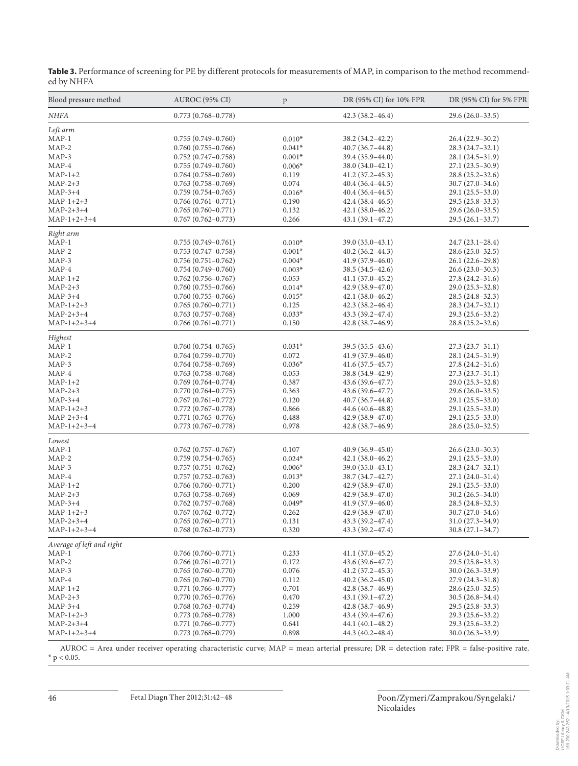**Table 3.** Performance of screening for PE by different protocols for measurements of MAP, in comparison to the method recommended by NHFA

| Blood pressure method | AUROC (95% CI) | p | DR (95% CI) for 10% FPR | DR (95% CI) for 5% FPR |
|---|---|---|---|---|
| *NHFA* | 0.773 (0.768–0.778) | | 42.3 (38.2–46.4) | 29.6 (26.0–33.5) |
| *Left arm* | | | | |
| MAP-1 | 0.755 (0.749–0.760) | 0.010* | 38.2 (34.2–42.2) | 26.4 (22.9–30.2) |
| MAP-2 | 0.760 (0.755–0.766) | 0.041* | 40.7 (36.7–44.8) | 28.3 (24.7–32.1) |
| MAP-3 | 0.752 (0.747–0.758) | 0.001* | 39.4 (35.9–44.0) | 28.1 (24.5–31.9) |
| MAP-4 | 0.755 (0.749–0.760) | 0.006* | 38.0 (34.0–42.1) | 27.1 (23.5–30.9) |
| MAP-1+2 | 0.764 (0.758–0.769) | 0.119 | 41.2 (37.2–45.3) | 28.8 (25.2–32.6) |
| MAP-2+3 | 0.763 (0.758–0.769) | 0.074 | 40.4 (36.4–44.5) | 30.7 (27.0–34.6) |
| MAP-3+4 | 0.759 (0.754–0.765) | 0.016* | 40.4 (36.4–44.5) | 29.1 (25.5–33.0) |
| MAP-1+2+3 | 0.766 (0.761–0.771) | 0.190 | 42.4 (38.4–46.5) | 29.5 (25.8–33.3) |
| MAP-2+3+4 | 0.765 (0.760–0.771) | 0.132 | 42.1 (38.0–46.2) | 29.6 (26.0–33.5) |
| MAP-1+2+3+4 | 0.767 (0.762–0.773) | 0.266 | 43.1 (39.1–47.2) | 29.5 (26.1–33.7) |
| *Right arm* | | | | |
| MAP-1 | 0.755 (0.749–0.761) | 0.010* | 39.0 (35.0–43.1) | 24.7 (23.1–28.4) |
| MAP-2 | 0.753 (0.747–0.758) | 0.001* | 40.2 (36.2–44.3) | 28.6 (25.0–32.5) |
| MAP-3 | 0.756 (0.751–0.762) | 0.004* | 41.9 (37.9–46.0) | 26.1 (22.6–29.8) |
| MAP-4 | 0.754 (0.749–0.760) | 0.003* | 38.5 (34.5–42.6) | 26.6 (23.0–30.3) |
| MAP-1+2 | 0.762 (0.756–0.767) | 0.053 | 41.1 (37.0–45.2) | 27.8 (24.2–31.6) |
| MAP-2+3 | 0.760 (0.755–0.766) | 0.014* | 42.9 (38.9–47.0) | 29.0 (25.3–32.8) |
| MAP-3+4 | 0.760 (0.755–0.766) | 0.015* | 42.1 (38.0–46.2) | 28.5 (24.8–32.3) |
| MAP-1+2+3 | 0.765 (0.760–0.771) | 0.125 | 42.3 (38.2–46.4) | 28.3 (24.7–32.1) |
| MAP-2+3+4 | 0.763 (0.757–0.768) | 0.033* | 43.3 (39.2–47.4) | 29.3 (25.6–33.2) |
| MAP-1+2+3+4 | 0.766 (0.761–0.771) | 0.150 | 42.8 (38.7–46.9) | 28.8 (25.2–32.6) |
| *Highest* | | | | |
| MAP-1 | 0.760 (0.754–0.765) | 0.031* | 39.5 (35.5–43.6) | 27.3 (23.7–31.1) |
| MAP-2 | 0.764 (0.759–0.770) | 0.072 | 41.9 (37.9–46.0) | 28.1 (24.5–31.9) |
| MAP-3 | 0.764 (0.758–0.769) | 0.036* | 41.6 (37.5–45.7) | 27.8 (24.2–31.6) |
| MAP-4 | 0.763 (0.758–0.768) | 0.053 | 38.8 (34.9–42.9) | 27.3 (23.7–31.1) |
| MAP-1+2 | 0.769 (0.764–0.774) | 0.387 | 43.6 (39.6–47.7) | 29.0 (25.3–32.8) |
| MAP-2+3 | 0.770 (0.764–0.775) | 0.363 | 43.6 (39.6–47.7) | 29.6 (26.0–33.5) |
| MAP-3+4 | 0.767 (0.761–0.772) | 0.120 | 40.7 (36.7–44.8) | 29.1 (25.5–33.0) |
| MAP-1+2+3 | 0.772 (0.767–0.778) | 0.866 | 44.6 (40.6–48.8) | 29.1 (25.5–33.0) |
| MAP-2+3+4 | 0.771 (0.765–0.776) | 0.488 | 42.9 (38.9–47.0) | 29.1 (25.5–33.0) |
| MAP-1+2+3+4 | 0.773 (0.767–0.778) | 0.978 | 42.8 (38.7–46.9) | 28.6 (25.0–32.5) |
| *Lowest* | | | | |
| MAP-1 | 0.762 (0.757–0.767) | 0.107 | 40.9 (36.9–45.0) | 26.6 (23.0–30.3) |
| MAP-2 | 0.759 (0.754–0.765) | 0.024* | 42.1 (38.0–46.2) | 29.1 (25.5–33.0) |
| MAP-3 | 0.757 (0.751–0.762) | 0.006* | 39.0 (35.0–43.1) | 28.3 (24.7–32.1) |
| MAP-4 | 0.757 (0.752–0.763) | 0.013* | 38.7 (34.7–42.7) | 27.1 (24.0–31.4) |
| MAP-1+2 | 0.766 (0.760–0.771) | 0.200 | 42.9 (38.9–47.0) | 29.1 (25.5–33.0) |
| MAP-2+3 | 0.763 (0.758–0.769) | 0.069 | 42.9 (38.9–47.0) | 30.2 (26.5–34.0) |
| MAP-3+4 | 0.762 (0.757–0.768) | 0.049* | 41.9 (37.9–46.0) | 28.5 (24.8–32.3) |
| MAP-1+2+3 | 0.767 (0.762–0.772) | 0.262 | 42.9 (38.9–47.0) | 30.7 (27.0–34.6) |
| MAP-2+3+4 | 0.765 (0.760–0.771) | 0.131 | 43.3 (39.2–47.4) | 31.0 (27.3–34.9) |
| MAP-1+2+3+4 | 0.768 (0.762–0.773) | 0.320 | 43.3 (39.2–47.4) | 30.8 (27.1–34.7) |
| *Average of left and right* | | | | |
| MAP-1 | 0.766 (0.760–0.771) | 0.233 | 41.1 (37.0–45.2) | 27.6 (24.0–31.4) |
| MAP-2 | 0.766 (0.761–0.771) | 0.172 | 43.6 (39.6–47.7) | 29.5 (25.8–33.3) |
| MAP-3 | 0.765 (0.760–0.770) | 0.076 | 41.2 (37.2–45.3) | 30.0 (26.3–33.9) |
| MAP-4 | 0.765 (0.760–0.770) | 0.112 | 40.2 (36.2–45.0) | 27.9 (24.3–31.8) |
| MAP-1+2 | 0.771 (0.766–0.777) | 0.701 | 42.8 (38.7–46.9) | 28.6 (25.0–32.5) |
| MAP-2+3 | 0.770 (0.765–0.776) | 0.470 | 43.1 (39.1–47.2) | 30.5 (26.8–34.4) |
| MAP-3+4 | 0.768 (0.763–0.774) | 0.259 | 42.8 (38.7–46.9) | 29.5 (25.8–33.3) |
| MAP-1+2+3 | 0.773 (0.768–0.778) | 1.000 | 43.4 (39.4–47.6) | 29.3 (25.6–33.2) |
| MAP-2+3+4 | 0.771 (0.766–0.777) | 0.641 | 44.1 (40.1–48.2) | 29.3 (25.6–33.2) |
| MAP-1+2+3+4 | 0.773 (0.768–0.779) | 0.898 | 44.3 (40.2–48.4) | 30.0 (26.3–33.9) |

AUROC = Area under receiver operating characteristic curve; MAP = mean arterial pressure; DR = detection rate; FPR = false-positive rate.
* $p < 0.05$.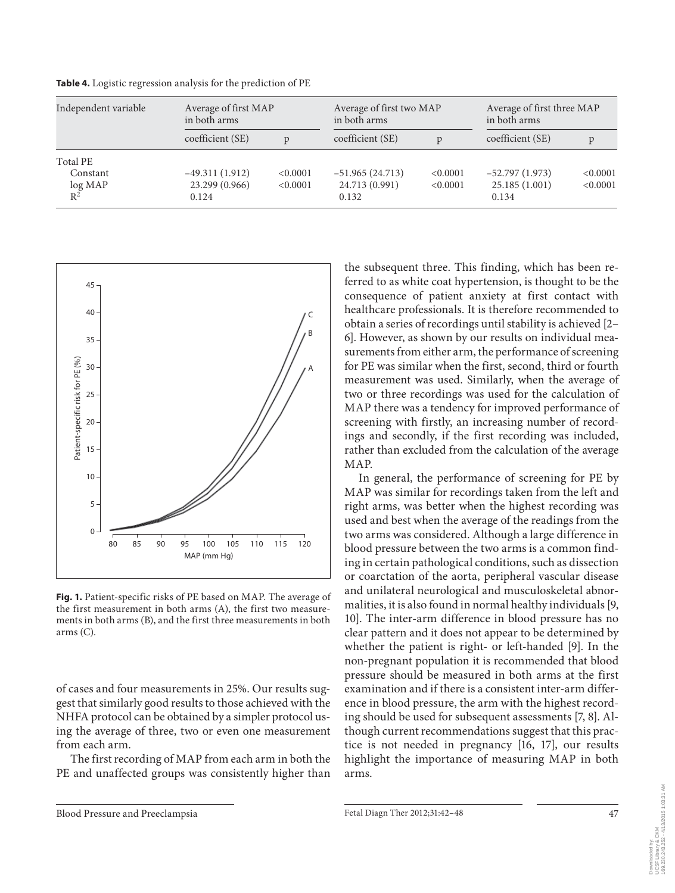**Table 4.** Logistic regression analysis for the prediction of PE

| Independent variable | Average of first MAP in both arms | | Average of first two MAP in both arms | | Average of first three MAP in both arms | |
|---|---|---|---|---|---|---|
| | coefficient (SE) | p | coefficient (SE) | p | coefficient (SE) | p |
| Total PE | | | | | | |
| Constant | –49.311 (1.912) | <0.0001 | –51.965 (24.713) | <0.0001 | –52.797 (1.973) | <0.0001 |
| log MAP | 23.299 (0.966) | <0.0001 | 24.713 (0.991) | <0.0001 | 25.185 (1.001) | <0.0001 |
| $R^2$ | 0.124 | | 0.132 | | 0.134 | |

45
40
35
30
25
20
15
10
5
0
Patient-specific risk for PE (%)
80 85 90 95 100 105 110 115 120
MAP (mm Hg)
C
B
A

**Fig. 1.** Patient-specific risks of PE based on MAP. The average of the first measurement in both arms (A), the first two measurements in both arms (B), and the first three measurements in both arms (C).

of cases and four measurements in 25%. Our results suggest that similarly good results to those achieved with the NHFA protocol can be obtained by a simpler protocol using the average of three, two or even one measurement from each arm.

The first recording of MAP from each arm in both the PE and unaffected groups was consistently higher than the subsequent three. This finding, which has been referred to as white coat hypertension, is thought to be the consequence of patient anxiety at first contact with healthcare professionals. It is therefore recommended to obtain a series of recordings until stability is achieved [2–6]. However, as shown by our results on individual measurements from either arm, the performance of screening for PE was similar when the first, second, third or fourth measurement was used. Similarly, when the average of two or three recordings was used for the calculation of MAP there was a tendency for improved performance of screening with firstly, an increasing number of recordings and secondly, if the first recording was included, rather than excluded from the calculation of the average MAP.

In general, the performance of screening for PE by MAP was similar for recordings taken from the left and right arms, was better when the highest recording was used and best when the average of the readings from the two arms was considered. Although a large difference in blood pressure between the two arms is a common finding in certain pathological conditions, such as dissection or coarctation of the aorta, peripheral vascular disease and unilateral neurological and musculoskeletal abnormalities, it is also found in normal healthy individuals [9, 10]. The inter-arm difference in blood pressure has no clear pattern and it does not appear to be determined by whether the patient is right- or left-handed [9]. In the non-pregnant population it is recommended that blood pressure should be measured in both arms at the first examination and if there is a consistent inter-arm difference in blood pressure, the arm with the highest recording should be used for subsequent assessments [7, 8]. Although current recommendations suggest that this practice is not needed in pregnancy [16, 17], our results highlight the importance of measuring MAP in both arms.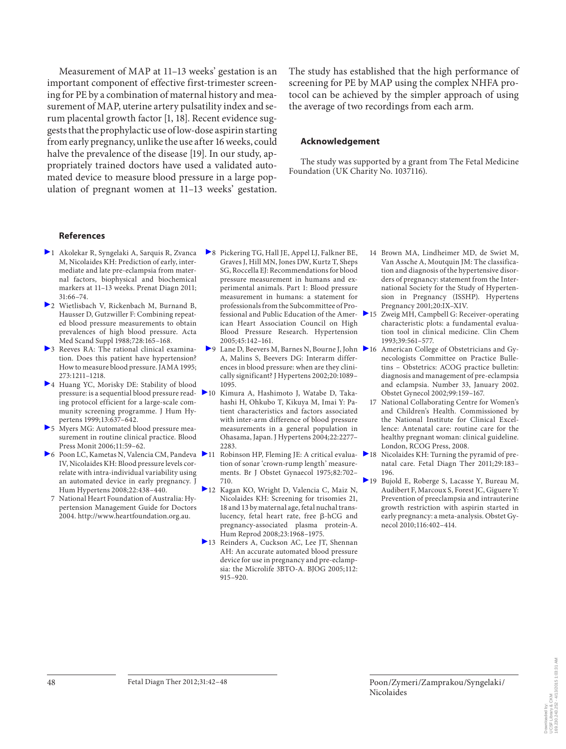Measurement of MAP at 11–13 weeks' gestation is an important component of effective first-trimester screening for PE by a combination of maternal history and measurement of MAP, uterine artery pulsatility index and serum placental growth factor [1, 18]. Recent evidence suggests that the prophylactic use of low-dose aspirin starting from early pregnancy, unlike the use after 16 weeks, could halve the prevalence of the disease [19]. In our study, appropriately trained doctors have used a validated automated device to measure blood pressure in a large population of pregnant women at 11–13 weeks' gestation. The study has established that the high performance of screening for PE by MAP using the complex NHFA protocol can be achieved by the simpler approach of using the average of two recordings from each arm.

## Acknowledgement

The study was supported by a grant from The Fetal Medicine Foundation (UK Charity No. 1037116).

## References

1. Akolekar R, Syngelaki A, Sarquis R, Zvanca M, Nicolaides KH: Prediction of early, intermediate and late pre-eclampsia from maternal factors, biophysical and biochemical markers at 11–13 weeks. Prenat Diagn 2011;31:66–74.
2. Wietlisbach V, Rickenbach M, Burnand B, Hausser D, Gutzwiller F: Combining repeated blood pressure measurements to obtain prevalences of high blood pressure. Acta Med Scand Suppl 1988;728:165–168.
3. Reeves RA: The rational clinical examination. Does this patient have hypertension? How to measure blood pressure. JAMA 1995;273:1211–1218.
4. Huang YC, Morisky DE: Stability of blood pressure: is a sequential blood pressure reading protocol efficient for a large-scale community screening programme. J Hum Hypertens 1999;13:637–642.
5. Myers MG: Automated blood pressure measurement in routine clinical practice. Blood Press Monit 2006;11:59–62.
6. Poon LC, Kametas N, Valencia CM, Pandeva IV, Nicolaides KH: Blood pressure levels correlate with intra-individual variability using an automated device in early pregnancy. J Hum Hypertens 2008;22:438–440.
7. National Heart Foundation of Australia: Hypertension Management Guide for Doctors 2004. http://www.heartfoundation.org.au.
8. Pickering TG, Hall JE, Appel LJ, Falkner BE, Graves J, Hill MN, Jones DW, Kurtz T, Sheps SG, Roccella EJ: Recommendations for blood pressure measurement in humans and experimental animals. Part 1: Blood pressure measurement in humans: a statement for professionals from the Subcommittee of Professional and Public Education of the American Heart Association Council on High Blood Pressure Research. Hypertension 2005;45:142–161.
9. Lane D, Beevers M, Barnes N, Bourne J, John A, Malins S, Beevers DG: Interarm differences in blood pressure: when are they clinically significant? J Hypertens 2002;20:1089–1095.
10. Kimura A, Hashimoto J, Watabe D, Takahashi H, Ohkubo T, Kikuya M, Imai Y: Patient characteristics and factors associated with inter-arm difference of blood pressure measurements in a general population in Ohasama, Japan. J Hypertens 2004;22:2277–2283.
11. Robinson HP, Fleming JE: A critical evaluation of sonar 'crown-rump length' measurements. Br J Obstet Gynaecol 1975;82:702–710.
12. Kagan KO, Wright D, Valencia C, Maiz N, Nicolaides KH: Screening for trisomies 21, 18 and 13 by maternal age, fetal nuchal translucency, fetal heart rate, free β-hCG and pregnancy-associated plasma protein-A. Hum Reprod 2008;23:1968–1975.
13. Reinders A, Cuckson AC, Lee JT, Shennan AH: An accurate automated blood pressure device for use in pregnancy and pre-eclampsia: the Microlife 3BTO-A. BJOG 2005;112:915–920.
14. Brown MA, Lindheimer MD, de Swiet M, Van Assche A, Moutquin JM: The classification and diagnosis of the hypertensive disorders of pregnancy: statement from the International Society for the Study of Hypertension in Pregnancy (ISSHP). Hypertens Pregnancy 2001;20:IX–XIV.
15. Zweig MH, Campbell G: Receiver-operating characteristic plots: a fundamental evaluation tool in clinical medicine. Clin Chem 1993;39:561–577.
16. American College of Obstetricians and Gynecologists Committee on Practice Bulletins – Obstetrics: ACOG practice bulletin: diagnosis and management of pre-eclampsia and eclampsia. Number 33, January 2002. Obstet Gynecol 2002;99:159–167.
17. National Collaborating Centre for Women's and Children's Health. Commissioned by the National Institute for Clinical Excellence: Antenatal care: routine care for the healthy pregnant woman: clinical guideline. London, RCOG Press, 2008.
18. Nicolaides KH: Turning the pyramid of prenatal care. Fetal Diagn Ther 2011;29:183–196.
19. Bujold E, Roberge S, Lacasse Y, Bureau M, Audibert F, Marcoux S, Forest JC, Giguere Y: Prevention of preeclampsia and intrauterine growth restriction with aspirin started in early pregnancy: a meta-analysis. Obstet Gynecol 2010;116:402–414.